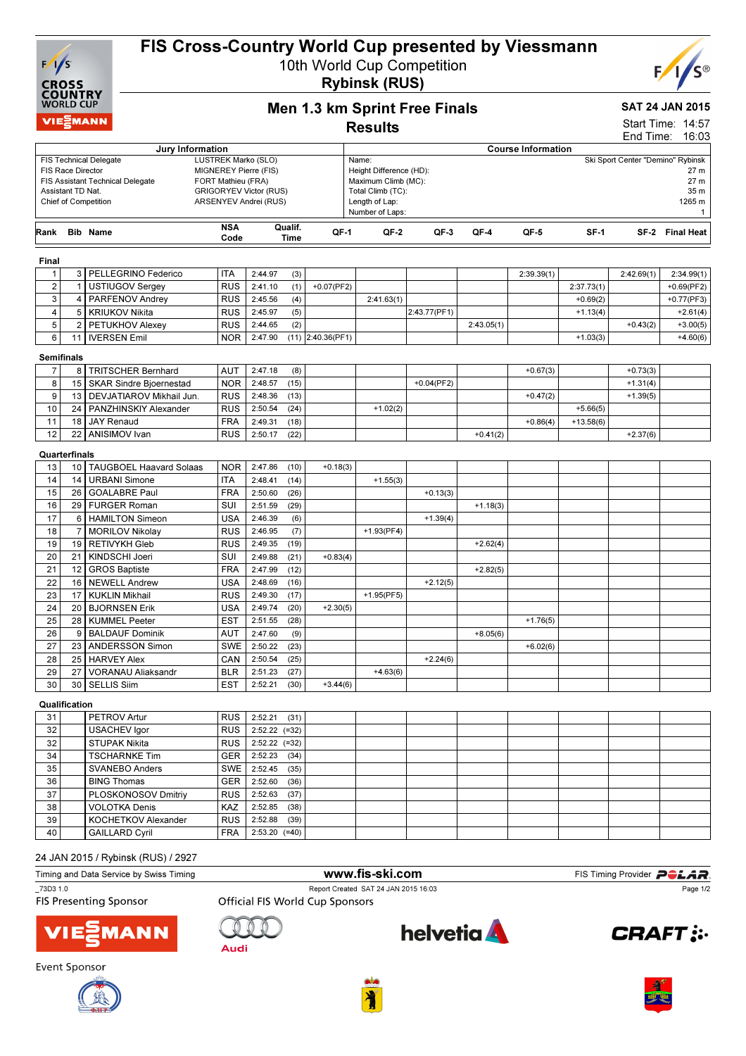# FIS Cross-Country World Cup presented by Viessmann

10th World Cup Competition

**Rybinsk (RUS)**

## Men 1.3 km Sprint Free Finals

## Results

**SAT 24 JAN 2015**

Start Time: 14:57
End Time: 16:03

| Jury Information | |
|---|---|
| FIS Technical Delegate | LUSTREK Marko (SLO) |
| FIS Race Director | MIGNEREY Pierre (FIS) |
| FIS Assistant Technical Delegate | FORT Mathieu (FRA) |
| Assistant TD Nat. | GRIGORYEV Victor (RUS) |
| Chief of Competition | ARSENYEV Andrei (RUS) |

| Course Information | |
|---|---|
| Name: | Ski Sport Center "Demino" Rybinsk |
| Height Difference (HD): | 27 m |
| Maximum Climb (MC): | 27 m |
| Total Climb (TC): | 35 m |
| Length of Lap: | 1265 m |
| Number of Laps: | 1 |

| Rank | Bib | Name | NSA Code | Qualif. Time | | QF-1 | QF-2 | QF-3 | QF-4 | QF-5 | SF-1 | SF-2 | Final Heat |
|---|---|---|---|---|---|---|---|---|---|---|---|---|---|
| **Final** | | | | | | | | | | | | | |
| 1 | 3 | PELLEGRINO Federico | ITA | 2:44.97 | (3) | | | | | 2:39.39(1) | | 2:42.69(1) | 2:34.99(1) |
| 2 | 1 | USTIUGOV Sergey | RUS | 2:41.10 | (1) | +0.07(PF2) | | | | | 2:37.73(1) | | +0.69(PF2) |
| 3 | 4 | PARFENOV Andrey | RUS | 2:45.56 | (4) | | 2:41.63(1) | | | | +0.69(2) | | +0.77(PF3) |
| 4 | 5 | KRIUKOV Nikita | RUS | 2:45.97 | (5) | | | 2:43.77(PF1) | | | +1.13(4) | | +2.61(4) |
| 5 | 2 | PETUKHOV Alexey | RUS | 2:44.65 | (2) | | | | 2:43.05(1) | | | +0.43(2) | +3.00(5) |
| 6 | 11 | IVERSEN Emil | NOR | 2:47.90 | (11) | 2:40.36(PF1) | | | | | +1.03(3) | | +4.60(6) |
| **Semifinals** | | | | | | | | | | | | | |
| 7 | 8 | TRITSCHER Bernhard | AUT | 2:47.18 | (8) | | | | | +0.67(3) | | +0.73(3) | |
| 8 | 15 | SKAR Sindre Bjoernestad | NOR | 2:48.57 | (15) | | | +0.04(PF2) | | | | +1.31(4) | |
| 9 | 13 | DEVJATIAROV Mikhail Jun. | RUS | 2:48.36 | (13) | | | | | +0.47(2) | | +1.39(5) | |
| 10 | 24 | PANZHINSKIY Alexander | RUS | 2:50.54 | (24) | | +1.02(2) | | | | +5.66(5) | | |
| 11 | 18 | JAY Renaud | FRA | 2:49.31 | (18) | | | | | +0.86(4) | +13.58(6) | | |
| 12 | 22 | ANISIMOV Ivan | RUS | 2:50.17 | (22) | | | | +0.41(2) | | | +2.37(6) | |
| **Quarterfinals** | | | | | | | | | | | | | |
| 13 | 10 | TAUGBOEL Haavard Solaas | NOR | 2:47.86 | (10) | +0.18(3) | | | | | | | |
| 14 | 14 | URBANI Simone | ITA | 2:48.41 | (14) | | +1.55(3) | | | | | | |
| 15 | 26 | GOALABRE Paul | FRA | 2:50.60 | (26) | | | +0.13(3) | | | | | |
| 16 | 29 | FURGER Roman | SUI | 2:51.59 | (29) | | | | +1.18(3) | | | | |
| 17 | 6 | HAMILTON Simeon | USA | 2:46.39 | (6) | | | +1.39(4) | | | | | |
| 18 | 7 | MORILOV Nikolay | RUS | 2:46.95 | (7) | | +1.93(PF4) | | | | | | |
| 19 | 19 | RETIVYKH Gleb | RUS | 2:49.35 | (19) | | | | +2.62(4) | | | | |
| 20 | 21 | KINDSCHI Joeri | SUI | 2:49.88 | (21) | +0.83(4) | | | | | | | |
| 21 | 12 | GROS Baptiste | FRA | 2:47.99 | (12) | | | | +2.82(5) | | | | |
| 22 | 16 | NEWELL Andrew | USA | 2:48.69 | (16) | | | +2.12(5) | | | | | |
| 23 | 17 | KUKLIN Mikhail | RUS | 2:49.30 | (17) | | +1.95(PF5) | | | | | | |
| 24 | 20 | BJORNSEN Erik | USA | 2:49.74 | (20) | +2.30(5) | | | | | | | |
| 25 | 28 | KUMMEL Peeter | EST | 2:51.55 | (28) | | | | | +1.76(5) | | | |
| 26 | 9 | BALDAUF Dominik | AUT | 2:47.60 | (9) | | | | +8.05(6) | | | | |
| 27 | 23 | ANDERSSON Simon | SWE | 2:50.22 | (23) | | | | | +6.02(6) | | | |
| 28 | 25 | HARVEY Alex | CAN | 2:50.54 | (25) | | | +2.24(6) | | | | | |
| 29 | 27 | VORANAU Aliaksandr | BLR | 2:51.23 | (27) | | +4.63(6) | | | | | | |
| 30 | 30 | SELLIS Siim | EST | 2:52.21 | (30) | +3.44(6) | | | | | | | |
| **Qualification** | | | | | | | | | | | | | |
| 31 | | PETROV Artur | RUS | 2:52.21 | (31) | | | | | | | | |
| 32 | | USACHEV Igor | RUS | 2:52.22 | (=32) | | | | | | | | |
| 32 | | STUPAK Nikita | RUS | 2:52.22 | (=32) | | | | | | | | |
| 34 | | TSCHARNKE Tim | GER | 2:52.23 | (34) | | | | | | | | |
| 35 | | SVANEBO Anders | SWE | 2:52.45 | (35) | | | | | | | | |
| 36 | | BING Thomas | GER | 2:52.60 | (36) | | | | | | | | |
| 37 | | PLOSKONOSOV Dmitriy | RUS | 2:52.63 | (37) | | | | | | | | |
| 38 | | VOLOTKA Denis | KAZ | 2:52.85 | (38) | | | | | | | | |
| 39 | | KOCHETKOV Alexander | RUS | 2:52.88 | (39) | | | | | | | | |
| 40 | | GAILLARD Cyril | FRA | 2:53.20 | (=40) | | | | | | | | |

24 JAN 2015 / Rybinsk (RUS) / 2927

Timing and Data Service by Swiss Timing — www.fis-ski.com — FIS Timing Provider POLAR

_73D3 1.0 — Report Created SAT 24 JAN 2015 16:03

FIS Presenting Sponsor — Official FIS World Cup Sponsors

Event Sponsor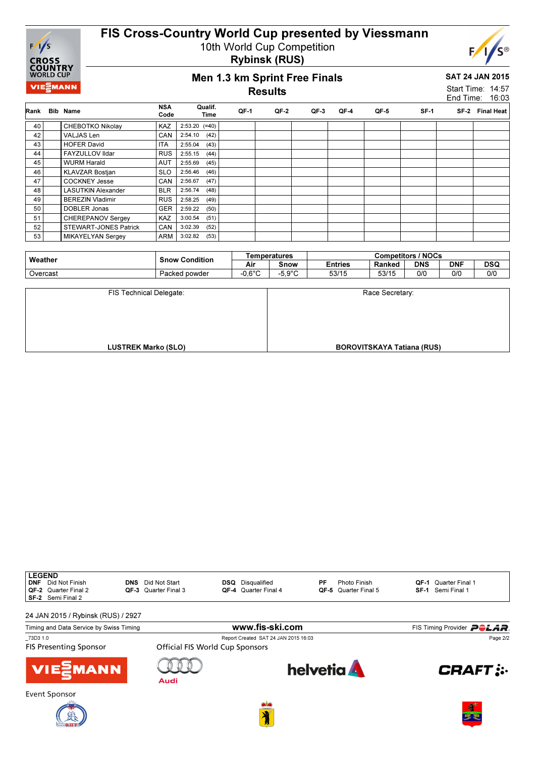# FIS Cross-Country World Cup presented by Viessmann

10th World Cup Competition

**Rybinsk (RUS)**

## Men 1.3 km Sprint Free Finals

**Results**

**SAT 24 JAN 2015**

Start Time: 14:57
End Time: 16:03

| Rank | Bib | Name | NSA Code | Qualif. Time | QF-1 | QF-2 | QF-3 | QF-4 | QF-5 | SF-1 | SF-2 | Final Heat |
|---|---|---|---|---|---|---|---|---|---|---|---|---|
| 40 | | CHEBOTKO Nikolay | KAZ | 2:53.20 (=40) | | | | | | | | |
| 42 | | VALJAS Len | CAN | 2:54.10 (42) | | | | | | | | |
| 43 | | HOFER David | ITA | 2:55.04 (43) | | | | | | | | |
| 44 | | FAYZULLOV Ildar | RUS | 2:55.15 (44) | | | | | | | | |
| 45 | | WURM Harald | AUT | 2:55.69 (45) | | | | | | | | |
| 46 | | KLAVZAR Bostjan | SLO | 2:56.46 (46) | | | | | | | | |
| 47 | | COCKNEY Jesse | CAN | 2:56.67 (47) | | | | | | | | |
| 48 | | LASUTKIN Alexander | BLR | 2:56.74 (48) | | | | | | | | |
| 49 | | BEREZIN Vladimir | RUS | 2:58.25 (49) | | | | | | | | |
| 50 | | DOBLER Jonas | GER | 2:59.22 (50) | | | | | | | | |
| 51 | | CHEREPANOV Sergey | KAZ | 3:00.54 (51) | | | | | | | | |
| 52 | | STEWART-JONES Patrick | CAN | 3:02.39 (52) | | | | | | | | |
| 53 | | MIKAYELYAN Sergey | ARM | 3:02.82 (53) | | | | | | | | |

| Weather | Snow Condition | Temperatures | | Competitors / NOCs | | | | |
|---|---|---|---|---|---|---|---|---|
| | | Air | Snow | Entries | Ranked | DNS | DNF | DSQ |
| Overcast | Packed powder | -0,6°C | -5,9°C | 53/15 | 53/15 | 0/0 | 0/0 | 0/0 |

| FIS Technical Delegate: | Race Secretary: |
|---|---|
| **LUSTREK Marko (SLO)** | **BOROVITSKAYA Tatiana (RUS)** |

**LEGEND**
**DNF** Did Not Finish **DNS** Did Not Start **DSQ** Disqualified **PF** Photo Finish **QF-1** Quarter Final 1
**QF-2** Quarter Final 2 **QF-3** Quarter Final 3 **QF-4** Quarter Final 4 **QF-5** Quarter Final 5 **SF-1** Semi Final 1
**SF-2** Semi Final 2

24 JAN 2015 / Rybinsk (RUS) / 2927

Timing and Data Service by Swiss Timing — www.fis-ski.com — FIS Timing Provider POLAR

_73D3 1.0 — Report Created SAT 24 JAN 2015 16:03

FIS Presenting Sponsor — Official FIS World Cup Sponsors

Event Sponsor